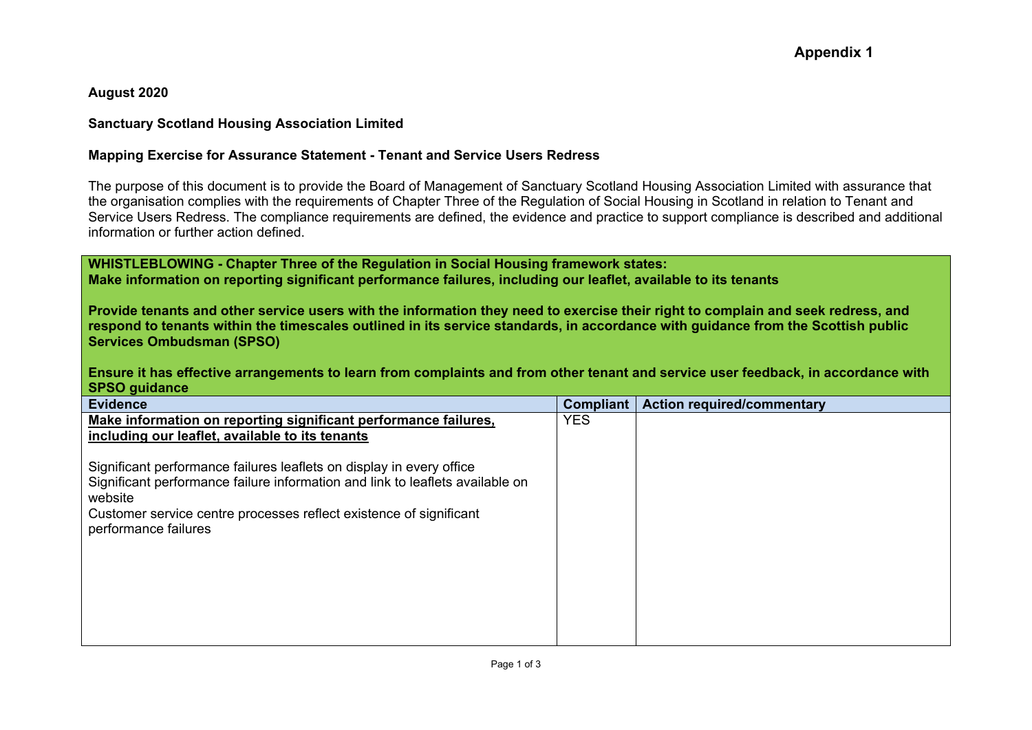**Appendix 1**

**August 2020**

**Sanctuary Scotland Housing Association Limited**

**Mapping Exercise for Assurance Statement - Tenant and Service Users Redress**

The purpose of this document is to provide the Board of Management of Sanctuary Scotland Housing Association Limited with assurance that the organisation complies with the requirements of Chapter Three of the Regulation of Social Housing in Scotland in relation to Tenant and Service Users Redress. The compliance requirements are defined, the evidence and practice to support compliance is described and additional information or further action defined.

**WHISTLEBLOWING - Chapter Three of the Regulation in Social Housing framework states:**
**Make information on reporting significant performance failures, including our leaflet, available to its tenants**

**Provide tenants and other service users with the information they need to exercise their right to complain and seek redress, and respond to tenants within the timescales outlined in its service standards, in accordance with guidance from the Scottish public Services Ombudsman (SPSO)**

**Ensure it has effective arrangements to learn from complaints and from other tenant and service user feedback, in accordance with SPSO guidance**

| Evidence | Compliant | Action required/commentary |
|---|---|---|
| **Make information on reporting significant performance failures, including our leaflet, available to its tenants**<br><br>Significant performance failures leaflets on display in every office<br>Significant performance failure information and link to leaflets available on website<br>Customer service centre processes reflect existence of significant performance failures | YES | |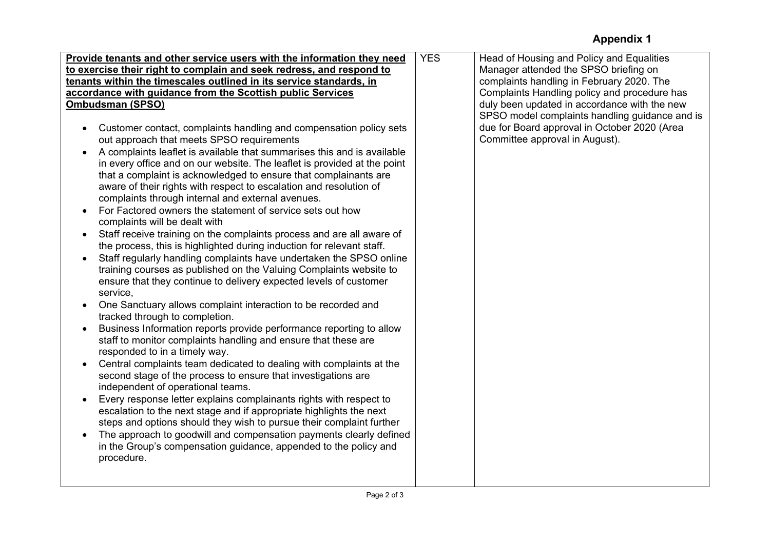## Appendix 1

| | | |
|---|---|---|
| **<u>Provide tenants and other service users with the information they need to exercise their right to complain and seek redress, and respond to tenants within the timescales outlined in its service standards, in accordance with guidance from the Scottish public Services Ombudsman (SPSO)</u>**<br><br>• Customer contact, complaints handling and compensation policy sets out approach that meets SPSO requirements<br>• A complaints leaflet is available that summarises this and is available in every office and on our website. The leaflet is provided at the point that a complaint is acknowledged to ensure that complainants are aware of their rights with respect to escalation and resolution of complaints through internal and external avenues.<br>• For Factored owners the statement of service sets out how complaints will be dealt with<br>• Staff receive training on the complaints process and are all aware of the process, this is highlighted during induction for relevant staff.<br>• Staff regularly handling complaints have undertaken the SPSO online training courses as published on the Valuing Complaints website to ensure that they continue to delivery expected levels of customer service,<br>• One Sanctuary allows complaint interaction to be recorded and tracked through to completion.<br>• Business Information reports provide performance reporting to allow staff to monitor complaints handling and ensure that these are responded to in a timely way.<br>• Central complaints team dedicated to dealing with complaints at the second stage of the process to ensure that investigations are independent of operational teams.<br>• Every response letter explains complainants rights with respect to escalation to the next stage and if appropriate highlights the next steps and options should they wish to pursue their complaint further<br>• The approach to goodwill and compensation payments clearly defined in the Group's compensation guidance, appended to the policy and procedure. | YES | Head of Housing and Policy and Equalities Manager attended the SPSO briefing on complaints handling in February 2020. The Complaints Handling policy and procedure has duly been updated in accordance with the new SPSO model complaints handling guidance and is due for Board approval in October 2020 (Area Committee approval in August). |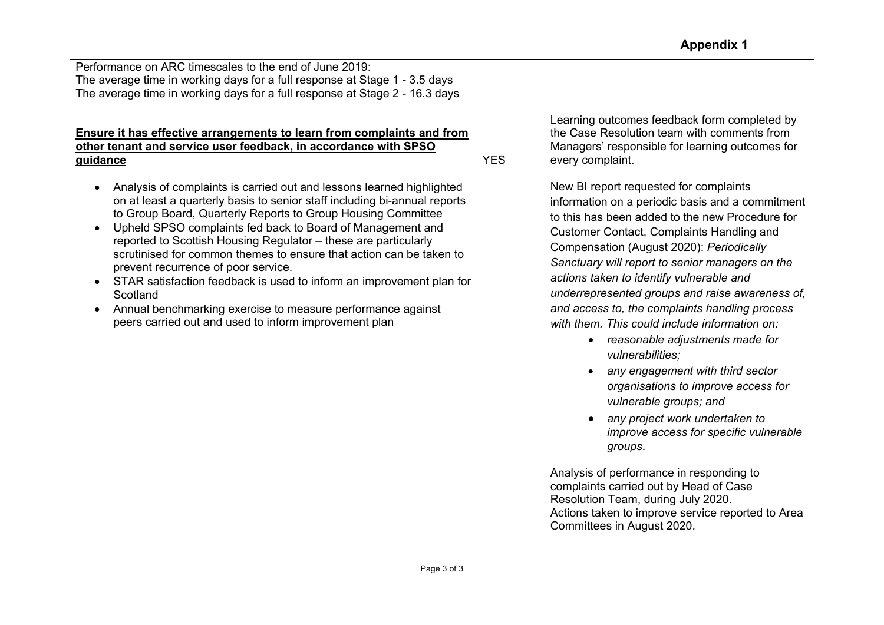**Appendix 1**

| | | |
|---|---|---|
| Performance on ARC timescales to the end of June 2019:<br>The average time in working days for a full response at Stage 1 - 3.5 days<br>The average time in working days for a full response at Stage 2 - 16.3 days<br><br>**Ensure it has effective arrangements to learn from complaints and from other tenant and service user feedback, in accordance with SPSO guidance**<br><br>• Analysis of complaints is carried out and lessons learned highlighted on at least a quarterly basis to senior staff including bi-annual reports to Group Board, Quarterly Reports to Group Housing Committee<br>• Upheld SPSO complaints fed back to Board of Management and reported to Scottish Housing Regulator – these are particularly scrutinised for common themes to ensure that action can be taken to prevent recurrence of poor service.<br>• STAR satisfaction feedback is used to inform an improvement plan for Scotland<br>• Annual benchmarking exercise to measure performance against peers carried out and used to inform improvement plan | YES | Learning outcomes feedback form completed by the Case Resolution team with comments from Managers' responsible for learning outcomes for every complaint.<br><br>New BI report requested for complaints information on a periodic basis and a commitment to this has been added to the new Procedure for Customer Contact, Complaints Handling and Compensation (August 2020): *Periodically Sanctuary will report to senior managers on the actions taken to identify vulnerable and underrepresented groups and raise awareness of, and access to, the complaints handling process with them. This could include information on:*<br>• *reasonable adjustments made for vulnerabilities;*<br>• *any engagement with third sector organisations to improve access for vulnerable groups; and*<br>• *any project work undertaken to improve access for specific vulnerable groups.*<br><br>Analysis of performance in responding to complaints carried out by Head of Case Resolution Team, during July 2020.<br>Actions taken to improve service reported to Area Committees in August 2020. |